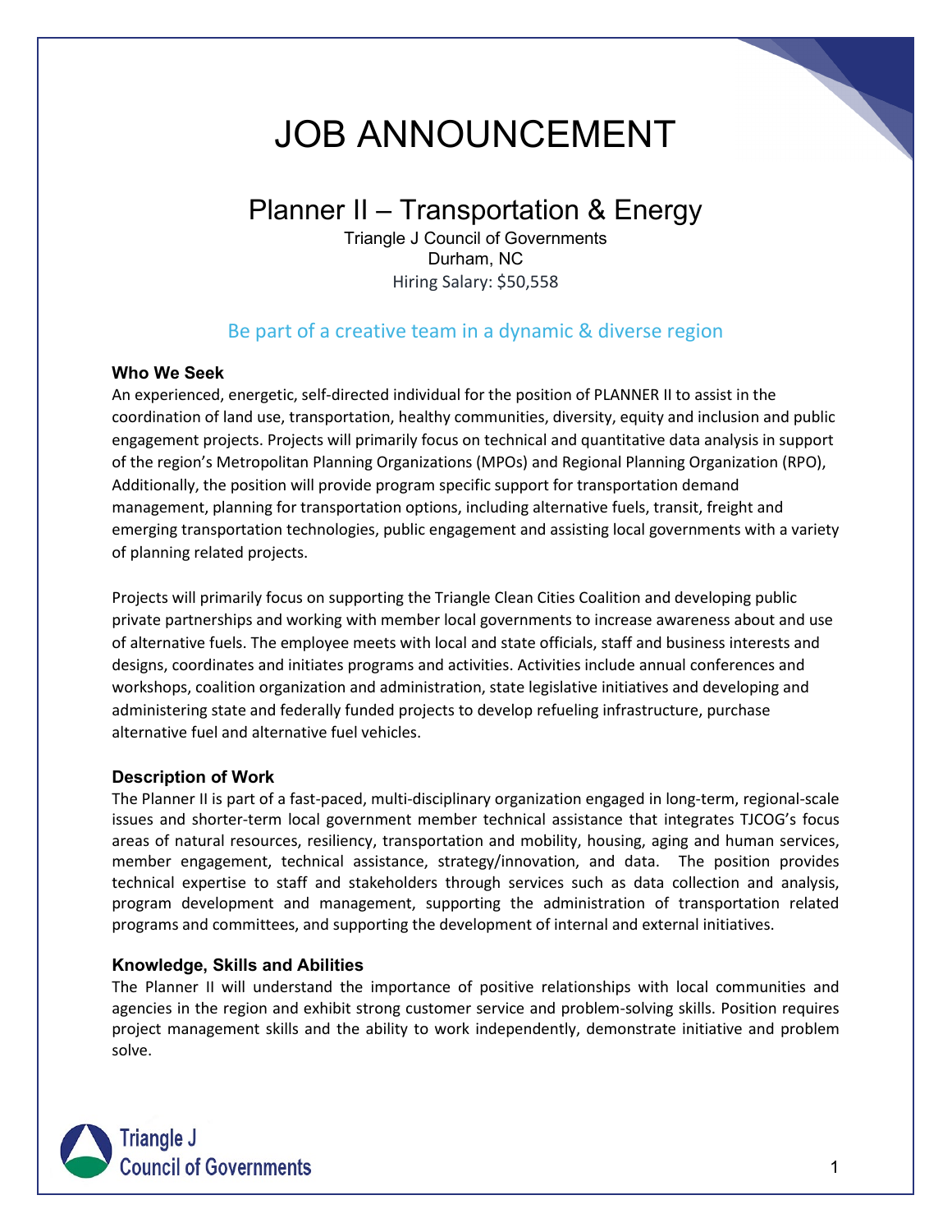# JOB ANNOUNCEMENT

## Planner II – Transportation & Energy

Triangle J Council of Governments
Durham, NC
Hiring Salary: $50,558

### Be part of a creative team in a dynamic & diverse region

**Who We Seek**

An experienced, energetic, self-directed individual for the position of PLANNER II to assist in the coordination of land use, transportation, healthy communities, diversity, equity and inclusion and public engagement projects. Projects will primarily focus on technical and quantitative data analysis in support of the region's Metropolitan Planning Organizations (MPOs) and Regional Planning Organization (RPO), Additionally, the position will provide program specific support for transportation demand management, planning for transportation options, including alternative fuels, transit, freight and emerging transportation technologies, public engagement and assisting local governments with a variety of planning related projects.

Projects will primarily focus on supporting the Triangle Clean Cities Coalition and developing public private partnerships and working with member local governments to increase awareness about and use of alternative fuels. The employee meets with local and state officials, staff and business interests and designs, coordinates and initiates programs and activities. Activities include annual conferences and workshops, coalition organization and administration, state legislative initiatives and developing and administering state and federally funded projects to develop refueling infrastructure, purchase alternative fuel and alternative fuel vehicles.

**Description of Work**

The Planner II is part of a fast-paced, multi-disciplinary organization engaged in long-term, regional-scale issues and shorter-term local government member technical assistance that integrates TJCOG's focus areas of natural resources, resiliency, transportation and mobility, housing, aging and human services, member engagement, technical assistance, strategy/innovation, and data. The position provides technical expertise to staff and stakeholders through services such as data collection and analysis, program development and management, supporting the administration of transportation related programs and committees, and supporting the development of internal and external initiatives.

**Knowledge, Skills and Abilities**

The Planner II will understand the importance of positive relationships with local communities and agencies in the region and exhibit strong customer service and problem-solving skills. Position requires project management skills and the ability to work independently, demonstrate initiative and problem solve.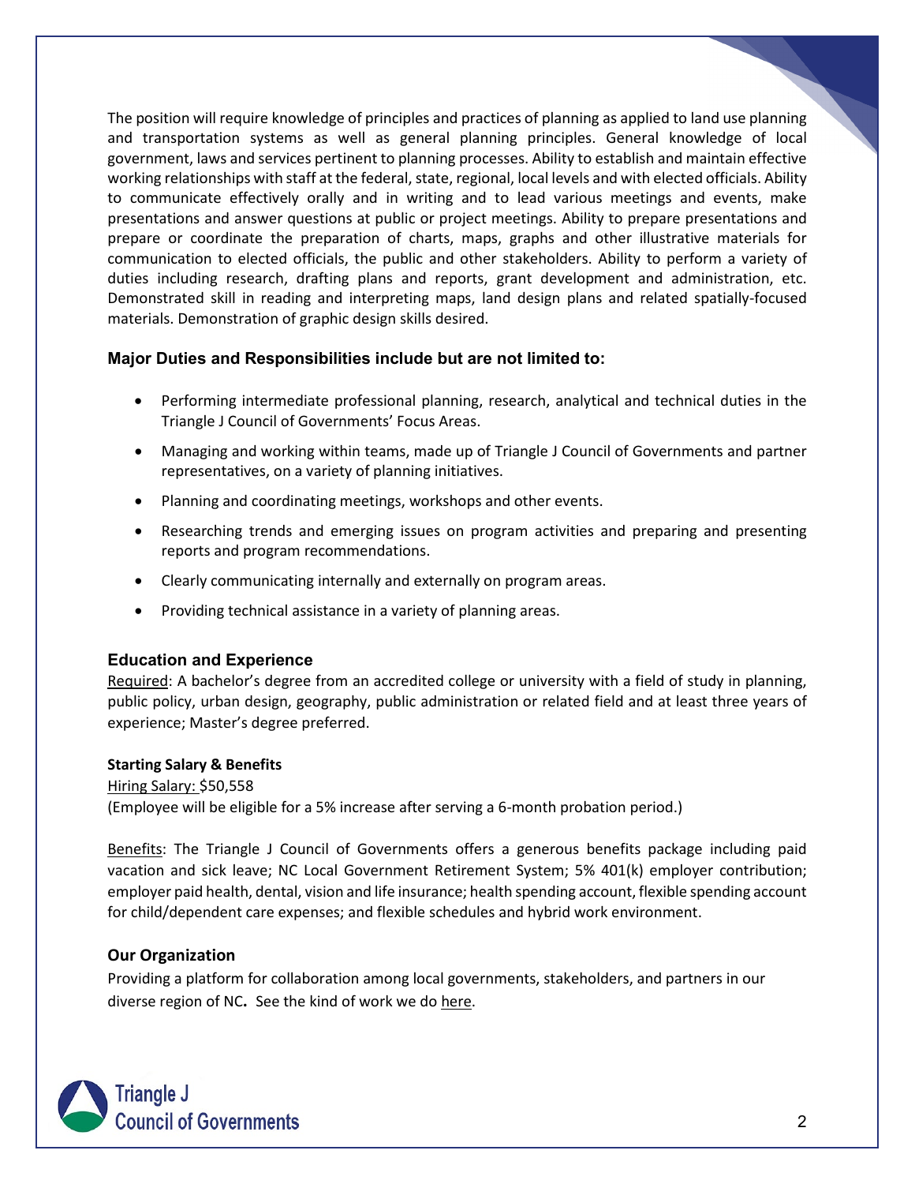The position will require knowledge of principles and practices of planning as applied to land use planning and transportation systems as well as general planning principles. General knowledge of local government, laws and services pertinent to planning processes. Ability to establish and maintain effective working relationships with staff at the federal, state, regional, local levels and with elected officials. Ability to communicate effectively orally and in writing and to lead various meetings and events, make presentations and answer questions at public or project meetings. Ability to prepare presentations and prepare or coordinate the preparation of charts, maps, graphs and other illustrative materials for communication to elected officials, the public and other stakeholders. Ability to perform a variety of duties including research, drafting plans and reports, grant development and administration, etc. Demonstrated skill in reading and interpreting maps, land design plans and related spatially-focused materials. Demonstration of graphic design skills desired.

### Major Duties and Responsibilities include but are not limited to:

- Performing intermediate professional planning, research, analytical and technical duties in the Triangle J Council of Governments' Focus Areas.
- Managing and working within teams, made up of Triangle J Council of Governments and partner representatives, on a variety of planning initiatives.
- Planning and coordinating meetings, workshops and other events.
- Researching trends and emerging issues on program activities and preparing and presenting reports and program recommendations.
- Clearly communicating internally and externally on program areas.
- Providing technical assistance in a variety of planning areas.

### Education and Experience

Required: A bachelor's degree from an accredited college or university with a field of study in planning, public policy, urban design, geography, public administration or related field and at least three years of experience; Master's degree preferred.

**Starting Salary & Benefits**

Hiring Salary: $50,558
(Employee will be eligible for a 5% increase after serving a 6-month probation period.)

Benefits: The Triangle J Council of Governments offers a generous benefits package including paid vacation and sick leave; NC Local Government Retirement System; 5% 401(k) employer contribution; employer paid health, dental, vision and life insurance; health spending account, flexible spending account for child/dependent care expenses; and flexible schedules and hybrid work environment.

**Our Organization**

Providing a platform for collaboration among local governments, stakeholders, and partners in our diverse region of NC**.** See the kind of work we do here.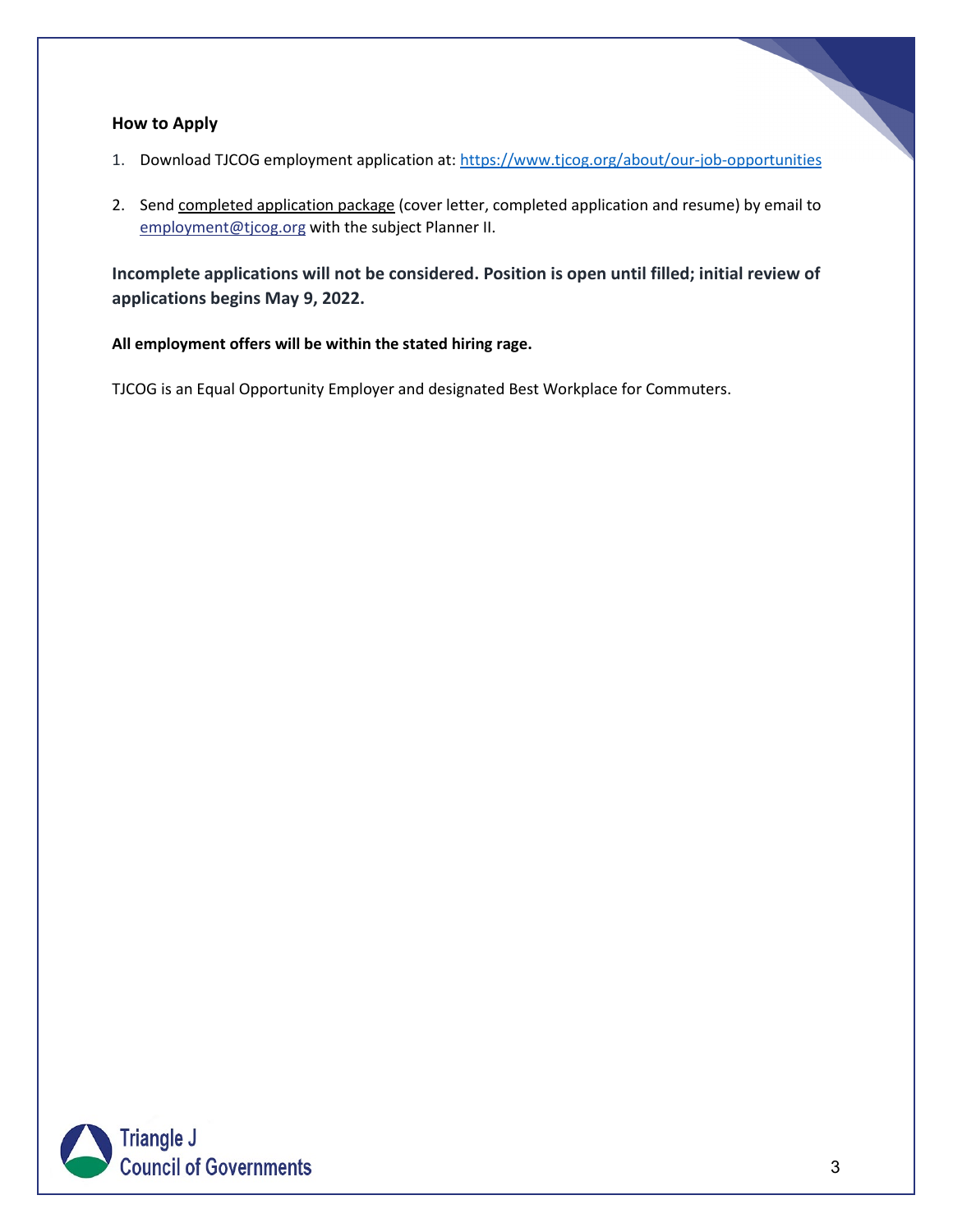### How to Apply

1. Download TJCOG employment application at: https://www.tjcog.org/about/our-job-opportunities

2. Send completed application package (cover letter, completed application and resume) by email to employment@tjcog.org with the subject Planner II.

**Incomplete applications will not be considered. Position is open until filled; initial review of applications begins May 9, 2022.**

**All employment offers will be within the stated hiring rage.**

TJCOG is an Equal Opportunity Employer and designated Best Workplace for Commuters.